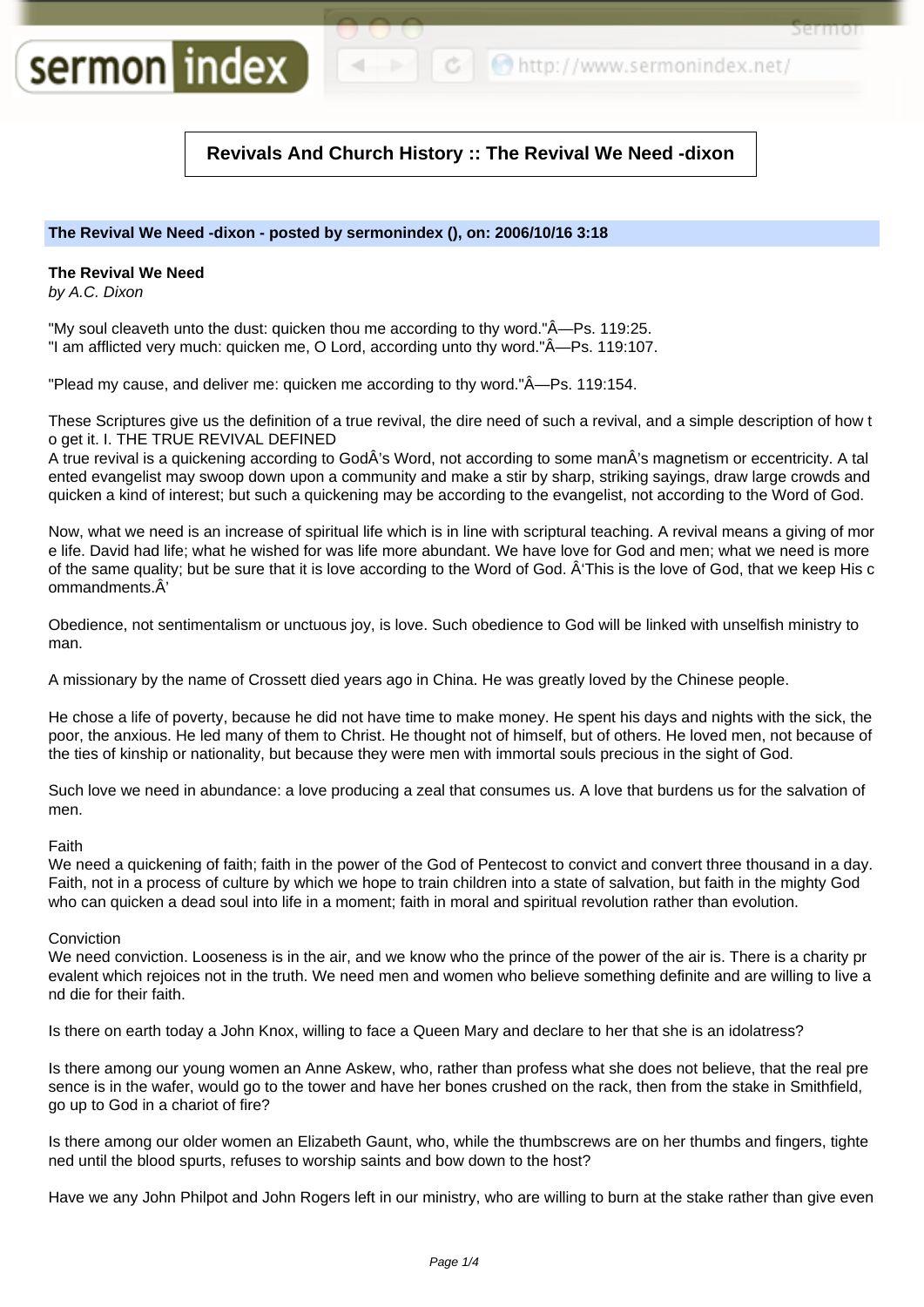# Revivals And Church History :: The Revival We Need -dixon

**The Revival We Need -dixon - posted by sermonindex (), on: 2006/10/16 3:18**

**The Revival We Need**
*by A.C. Dixon*

"My soul cleaveth unto the dust: quicken thou me according to thy word."Â—Ps. 119:25.
"I am afflicted very much: quicken me, O Lord, according unto thy word."Â—Ps. 119:107.

"Plead my cause, and deliver me: quicken me according to thy word."Â—Ps. 119:154.

These Scriptures give us the definition of a true revival, the dire need of such a revival, and a simple description of how to get it. I. THE TRUE REVIVAL DEFINED
A true revival is a quickening according to GodÂ's Word, not according to some manÂ's magnetism or eccentricity. A talented evangelist may swoop down upon a community and make a stir by sharp, striking sayings, draw large crowds and quicken a kind of interest; but such a quickening may be according to the evangelist, not according to the Word of God.

Now, what we need is an increase of spiritual life which is in line with scriptural teaching. A revival means a giving of more life. David had life; what he wished for was life more abundant. We have love for God and men; what we need is more of the same quality; but be sure that it is love according to the Word of God. Â'This is the love of God, that we keep His commandments.Â'

Obedience, not sentimentalism or unctuous joy, is love. Such obedience to God will be linked with unselfish ministry to man.

A missionary by the name of Crossett died years ago in China. He was greatly loved by the Chinese people.

He chose a life of poverty, because he did not have time to make money. He spent his days and nights with the sick, the poor, the anxious. He led many of them to Christ. He thought not of himself, but of others. He loved men, not because of the ties of kinship or nationality, but because they were men with immortal souls precious in the sight of God.

Such love we need in abundance: a love producing a zeal that consumes us. A love that burdens us for the salvation of men.

Faith
We need a quickening of faith; faith in the power of the God of Pentecost to convict and convert three thousand in a day. Faith, not in a process of culture by which we hope to train children into a state of salvation, but faith in the mighty God who can quicken a dead soul into life in a moment; faith in moral and spiritual revolution rather than evolution.

Conviction
We need conviction. Looseness is in the air, and we know who the prince of the power of the air is. There is a charity prevalent which rejoices not in the truth. We need men and women who believe something definite and are willing to live and die for their faith.

Is there on earth today a John Knox, willing to face a Queen Mary and declare to her that she is an idolatress?

Is there among our young women an Anne Askew, who, rather than profess what she does not believe, that the real presence is in the wafer, would go to the tower and have her bones crushed on the rack, then from the stake in Smithfield, go up to God in a chariot of fire?

Is there among our older women an Elizabeth Gaunt, who, while the thumbscrews are on her thumbs and fingers, tightened until the blood spurts, refuses to worship saints and bow down to the host?

Have we any John Philpot and John Rogers left in our ministry, who are willing to burn at the stake rather than give even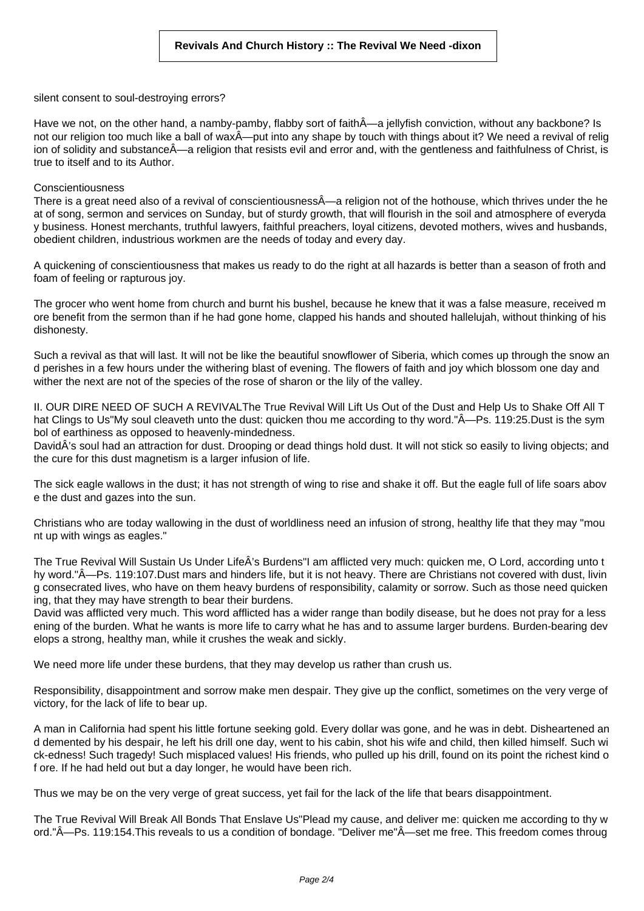silent consent to soul-destroying errors?

Have we not, on the other hand, a namby-pamby, flabby sort of faithÂ—a jellyfish conviction, without any backbone? Is not our religion too much like a ball of waxÂ—put into any shape by touch with things about it? We need a revival of religion of solidity and substanceÂ—a religion that resists evil and error and, with the gentleness and faithfulness of Christ, is true to itself and to its Author.

### Conscientiousness

There is a great need also of a revival of conscientiousnessÂ—a religion not of the hothouse, which thrives under the heat of song, sermon and services on Sunday, but of sturdy growth, that will flourish in the soil and atmosphere of everyday business. Honest merchants, truthful lawyers, faithful preachers, loyal citizens, devoted mothers, wives and husbands, obedient children, industrious workmen are the needs of today and every day.

A quickening of conscientiousness that makes us ready to do the right at all hazards is better than a season of froth and foam of feeling or rapturous joy.

The grocer who went home from church and burnt his bushel, because he knew that it was a false measure, received more benefit from the sermon than if he had gone home, clapped his hands and shouted hallelujah, without thinking of his dishonesty.

Such a revival as that will last. It will not be like the beautiful snowflower of Siberia, which comes up through the snow and perishes in a few hours under the withering blast of evening. The flowers of faith and joy which blossom one day and wither the next are not of the species of the rose of sharon or the lily of the valley.

## II. OUR DIRE NEED OF SUCH A REVIVAL

### The True Revival Will Lift Us Out of the Dust and Help Us to Shake Off All That Clings to Us

"My soul cleaveth unto the dust: quicken thou me according to thy word."Â—Ps. 119:25.Dust is the symbol of earthiness as opposed to heavenly-mindedness.

DavidÂ's soul had an attraction for dust. Drooping or dead things hold dust. It will not stick so easily to living objects; and the cure for this dust magnetism is a larger infusion of life.

The sick eagle wallows in the dust; it has not strength of wing to rise and shake it off. But the eagle full of life soars above the dust and gazes into the sun.

Christians who are today wallowing in the dust of worldliness need an infusion of strong, healthy life that they may "mount up with wings as eagles."

### The True Revival Will Sustain Us Under LifeÂ's Burdens

"I am afflicted very much: quicken me, O Lord, according unto thy word."Â—Ps. 119:107.Dust mars and hinders life, but it is not heavy. There are Christians not covered with dust, living consecrated lives, who have on them heavy burdens of responsibility, calamity or sorrow. Such as those need quickening, that they may have strength to bear their burdens.

David was afflicted very much. This word afflicted has a wider range than bodily disease, but he does not pray for a lessening of the burden. What he wants is more life to carry what he has and to assume larger burdens. Burden-bearing develops a strong, healthy man, while it crushes the weak and sickly.

We need more life under these burdens, that they may develop us rather than crush us.

Responsibility, disappointment and sorrow make men despair. They give up the conflict, sometimes on the very verge of victory, for the lack of life to bear up.

A man in California had spent his little fortune seeking gold. Every dollar was gone, and he was in debt. Disheartened and demented by his despair, he left his drill one day, went to his cabin, shot his wife and child, then killed himself. Such wick-edness! Such tragedy! Such misplaced values! His friends, who pulled up his drill, found on its point the richest kind of ore. If he had held out but a day longer, he would have been rich.

Thus we may be on the very verge of great success, yet fail for the lack of the life that bears disappointment.

### The True Revival Will Break All Bonds That Enslave Us

"Plead my cause, and deliver me: quicken me according to thy word."Â—Ps. 119:154.This reveals to us a condition of bondage. "Deliver me"Â—set me free. This freedom comes throug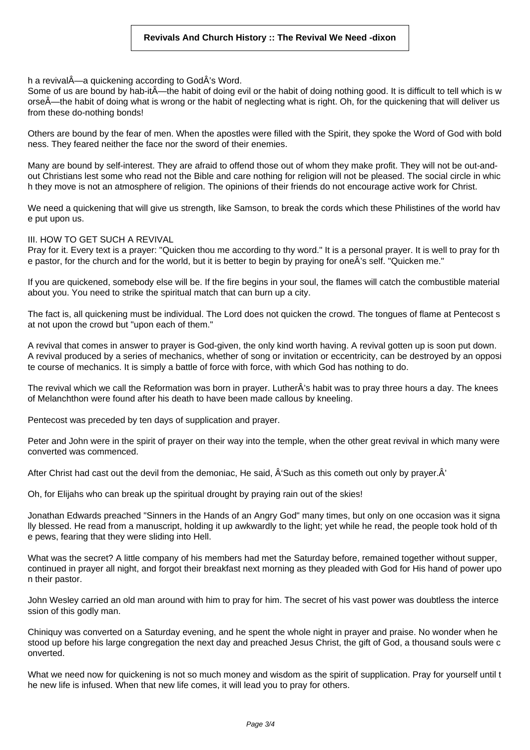h a revivalÂ—a quickening according to GodÂ's Word.

Some of us are bound by hab-itÂ—the habit of doing evil or the habit of doing nothing good. It is difficult to tell which is worseÂ—the habit of doing what is wrong or the habit of neglecting what is right. Oh, for the quickening that will deliver us from these do-nothing bonds!

Others are bound by the fear of men. When the apostles were filled with the Spirit, they spoke the Word of God with boldness. They feared neither the face nor the sword of their enemies.

Many are bound by self-interest. They are afraid to offend those out of whom they make profit. They will not be out-and-out Christians lest some who read not the Bible and care nothing for religion will not be pleased. The social circle in which they move is not an atmosphere of religion. The opinions of their friends do not encourage active work for Christ.

We need a quickening that will give us strength, like Samson, to break the cords which these Philistines of the world have put upon us.

III. HOW TO GET SUCH A REVIVAL

Pray for it. Every text is a prayer: "Quicken thou me according to thy word." It is a personal prayer. It is well to pray for the pastor, for the church and for the world, but it is better to begin by praying for oneÂ's self. "Quicken me."

If you are quickened, somebody else will be. If the fire begins in your soul, the flames will catch the combustible material about you. You need to strike the spiritual match that can burn up a city.

The fact is, all quickening must be individual. The Lord does not quicken the crowd. The tongues of flame at Pentecost sat not upon the crowd but "upon each of them."

A revival that comes in answer to prayer is God-given, the only kind worth having. A revival gotten up is soon put down. A revival produced by a series of mechanics, whether of song or invitation or eccentricity, can be destroyed by an opposite course of mechanics. It is simply a battle of force with force, with which God has nothing to do.

The revival which we call the Reformation was born in prayer. LutherÂ's habit was to pray three hours a day. The knees of Melanchthon were found after his death to have been made callous by kneeling.

Pentecost was preceded by ten days of supplication and prayer.

Peter and John were in the spirit of prayer on their way into the temple, when the other great revival in which many were converted was commenced.

After Christ had cast out the devil from the demoniac, He said, Â'Such as this cometh out only by prayer.Â'

Oh, for Elijahs who can break up the spiritual drought by praying rain out of the skies!

Jonathan Edwards preached "Sinners in the Hands of an Angry God" many times, but only on one occasion was it signally blessed. He read from a manuscript, holding it up awkwardly to the light; yet while he read, the people took hold of the pews, fearing that they were sliding into Hell.

What was the secret? A little company of his members had met the Saturday before, remained together without supper, continued in prayer all night, and forgot their breakfast next morning as they pleaded with God for His hand of power upon their pastor.

John Wesley carried an old man around with him to pray for him. The secret of his vast power was doubtless the intercession of this godly man.

Chiniquy was converted on a Saturday evening, and he spent the whole night in prayer and praise. No wonder when he stood up before his large congregation the next day and preached Jesus Christ, the gift of God, a thousand souls were converted.

What we need now for quickening is not so much money and wisdom as the spirit of supplication. Pray for yourself until the new life is infused. When that new life comes, it will lead you to pray for others.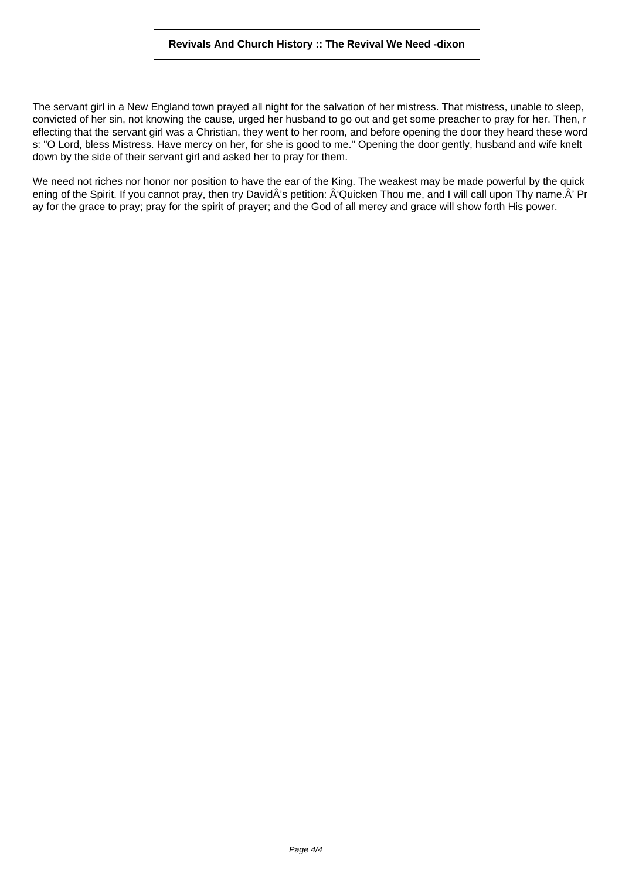The servant girl in a New England town prayed all night for the salvation of her mistress. That mistress, unable to sleep, convicted of her sin, not knowing the cause, urged her husband to go out and get some preacher to pray for her. Then, reflecting that the servant girl was a Christian, they went to her room, and before opening the door they heard these words: "O Lord, bless Mistress. Have mercy on her, for she is good to me." Opening the door gently, husband and wife knelt down by the side of their servant girl and asked her to pray for them.

We need not riches nor honor nor position to have the ear of the King. The weakest may be made powerful by the quickening of the Spirit. If you cannot pray, then try DavidÂ’s petition: Â‘Quicken Thou me, and I will call upon Thy name.Â’ Pray for the grace to pray; pray for the spirit of prayer; and the God of all mercy and grace will show forth His power.